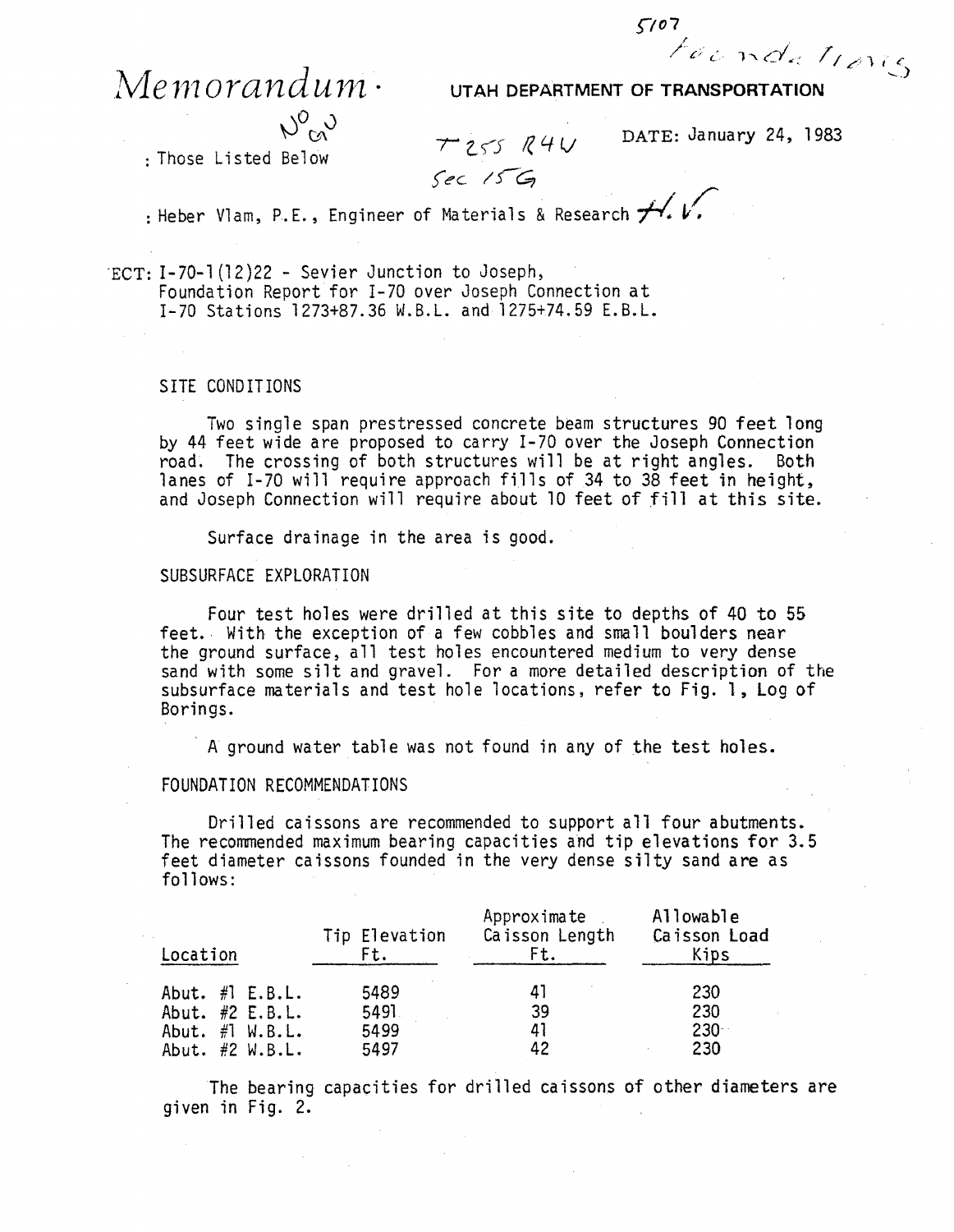5107
Foundations

# *Memorandum*

**UTAH DEPARTMENT OF TRANSPORTATION**

No GW

: Those Listed Below

T 25S R4W
Sec 15G

DATE: January 24, 1983

: Heber Vlam, P.E., Engineer of Materials & Research H.V.

ECT: I-70-1(12)22 - Sevier Junction to Joseph,
Foundation Report for I-70 over Joseph Connection at
I-70 Stations 1273+87.36 W.B.L. and 1275+74.59 E.B.L.

## SITE CONDITIONS

Two single span prestressed concrete beam structures 90 feet long by 44 feet wide are proposed to carry I-70 over the Joseph Connection road. The crossing of both structures will be at right angles. Both lanes of I-70 will require approach fills of 34 to 38 feet in height, and Joseph Connection will require about 10 feet of fill at this site.

Surface drainage in the area is good.

## SUBSURFACE EXPLORATION

Four test holes were drilled at this site to depths of 40 to 55 feet. With the exception of a few cobbles and small boulders near the ground surface, all test holes encountered medium to very dense sand with some silt and gravel. For a more detailed description of the subsurface materials and test hole locations, refer to Fig. 1, Log of Borings.

A ground water table was not found in any of the test holes.

## FOUNDATION RECOMMENDATIONS

Drilled caissons are recommended to support all four abutments. The recommended maximum bearing capacities and tip elevations for 3.5 feet diameter caissons founded in the very dense silty sand are as follows:

| Location | Tip Elevation Ft. | Approximate Caisson Length Ft. | Allowable Caisson Load Kips |
|---|---|---|---|
| Abut. #1 E.B.L. | 5489 | 41 | 230 |
| Abut. #2 E.B.L. | 5491 | 39 | 230 |
| Abut. #1 W.B.L. | 5499 | 41 | 230 |
| Abut. #2 W.B.L. | 5497 | 42 | 230 |

The bearing capacities for drilled caissons of other diameters are given in Fig. 2.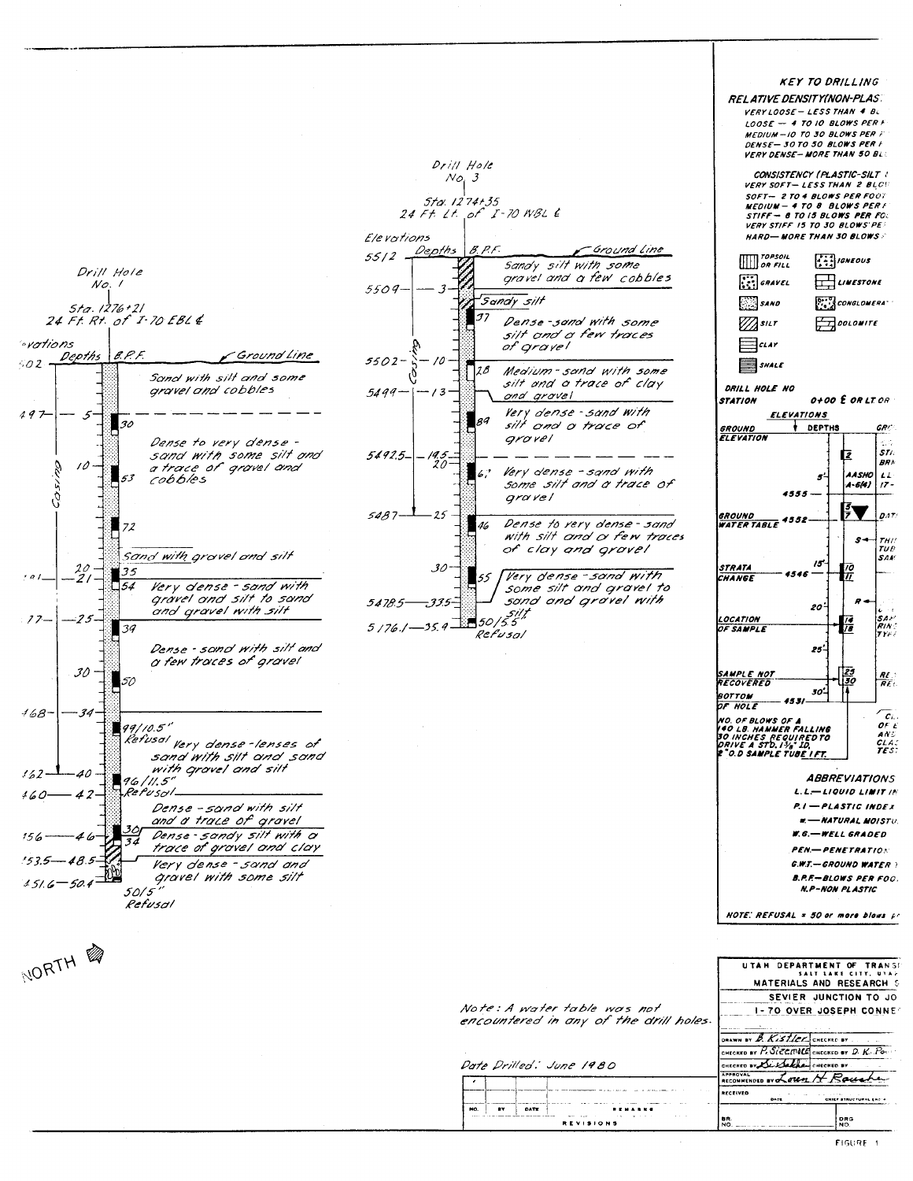## Drill Hole No. 1

Sta. 1276+21
24 Ft. Rt. of I-70 EBL ℄

| Elevations | Depths | B.P.F. | Description |
|---|---|---|---|
| 5502 | 0 (Ground Line) | | Sand with silt and some gravel and cobbles |
| 5497 | 5 | 30 | Dense to very dense - sand with some silt and a trace of gravel and cobbles |
| | 10 | 53 | |
| | | 72 | Sand with gravel and silt |
| 5481 | 20–21 | 35 / 54 | Very dense - sand with gravel and silt to sand and gravel with silt |
| 5477 | 25 | 39 | Dense - sand with silt and a few traces of gravel |
| | 30 | 50 | |
| 5468 | 34 | 99/10.5" Refusal | Very dense - lenses of sand with silt and sand with gravel and silt |
| 5462 | 40 | 96/11.5" Refusal | |
| 5460 | 42 | | Dense - sand with silt and a trace of gravel |
| 5456 | 46 | 30 / 34 | Dense - sandy silt with a trace of gravel and clay |
| 5453.5 | 48.5 | | Very dense - sand and gravel with some silt |
| 5451.6 | 50.4 | 50/5" Refusal | |

Casing (to 40 ft)

## Drill Hole No. 3

Sta. 1274+35
24 Ft. Lt. of I-70 WBL ℄

| Elevations | Depths | B.P.F. | Description |
|---|---|---|---|
| 5512 | 0 (Ground Line) | | Sandy silt with some gravel and a few cobbles |
| 5509 | 3 | | Sandy silt |
| | | 37 | Dense - sand with some silt and a few traces of gravel |
| 5502 | 10 | 28 | Medium - sand with some silt and a trace of clay and gravel |
| 5499 | 13 | 89 | Very dense - sand with silt and a trace of gravel |
| 5492.5 | 19.5–20 | 67 | Very dense - sand with some silt and a trace of gravel |
| 5487 | 25 | 46 | Dense to very dense - sand with silt and a few traces of clay and gravel |
| | 30 | 55 | Very dense - sand with some silt and gravel to sand and gravel with silt |
| 5478.5 | 33.5 | | |
| 5176.1 | 35.9 | 50/5.5" Refusal | |

Casing (to 25 ft)

NORTH

Note: A water table was not encountered in any of the drill holes.

Date Drilled: June 1980

## KEY TO DRILLING

**RELATIVE DENSITY (NON-PLAS...)**
- VERY LOOSE — LESS THAN 4 BL...
- LOOSE — 4 TO 10 BLOWS PER F...
- MEDIUM — 10 TO 30 BLOWS PER F...
- DENSE — 30 TO 50 BLOWS PER ...
- VERY DENSE — MORE THAN 50 BL...

**CONSISTENCY (PLASTIC-SILT ...)**
- VERY SOFT — LESS THAN 2 BLO...
- SOFT — 2 TO 4 BLOWS PER FOOT
- MEDIUM — 4 TO 8 BLOWS PER F...
- STIFF — 8 TO 15 BLOWS PER FO...
- VERY STIFF 15 TO 30 BLOWS PE...
- HARD — MORE THAN 30 BLOWS ...

Legend: TOPSOIL OR FILL, IGNEOUS, GRAVEL, LIMESTONE, SAND, CONGLOMERA..., SILT, DOLOMITE, CLAY, SHALE

DRILL HOLE NO
STATION 0+00 ℄ OR LT OR ...

ELEVATIONS / DEPTHS / GR...

GROUND ELEVATION; 5'; AASHO A-6(4); LL 17-; 4555; GROUND WATER TABLE 4552; DAT...; S — TH... TUB... SAM...; 15'; STRATA CHANGE 4546; 10 / 11; 20'; R — ... SA... RIN... TYP...; LOCATION OF SAMPLE 14 / 18; 25'; SAMPLE NOT RECOVERED 25 / 30; RE... RE...; 30'; BOTTOM OF HOLE 4531

NO. OF BLOWS OF A 140 LB. HAMMER FALLING 30 INCHES REQUIRED TO DRIVE A STD. 1⅜" I.D., 2" O.D SAMPLE TUBE 1 FT.

**ABBREVIATIONS**
- L.L. — LIQUID LIMIT ...
- P.I — PLASTIC INDEX
- w — NATURAL MOISTU...
- W.G. — WELL GRADED
- PEN. — PENETRATION
- G.W.T. — GROUND WATER ...
- B.P.F. — BLOWS PER FOO...
- N.P — NON PLASTIC

NOTE: REFUSAL = 50 or more blows p...

UTAH DEPARTMENT OF TRANS...
SALT LAKE CITY, UTAH
MATERIALS AND RESEARCH S...
SEVIER JUNCTION TO JO...
I-70 OVER JOSEPH CONNE...

DRAWN BY B. Kistler
CHECKED BY P. Sicemore — CHECKED BY D. K. Po...
CHECKED BY ...
APPROVAL RECOMMENDED BY Lowe H Rausche...
RECEIVED — DATE — CHIEF STRUCTURAL ENG...

| NO. | BY | DATE | REMARKS |
|---|---|---|---|
| | | | |

REVISIONS

FIGURE 1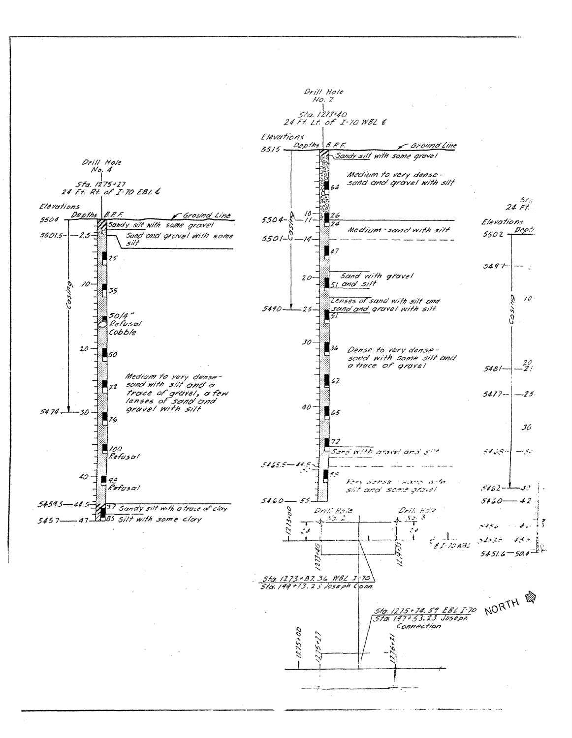Drill Hole No. 4

Sta. 1275+27
24 Ft. Rt. of I-70 EBL ℄

Elevations
Depths B.R.F.
Ground Line

5504
5501.5 — 2.5
10
20
5474 — 30
40
5459.5 — 44.5
5457 — 47

Casing

Sandy silt with some gravel
Sand and gravel with some silt
25
35
50/4" Refusal Cobble
50
22
Medium to very dense - sand with silt and a trace of gravel, a few lenses of sand and gravel with silt
76
100 Refusal
98 Refusal
37 Sandy silt with a trace of clay
85 Silt with some clay

Drill Hole No. 2

Sta. 1273+40
24 Ft. Lt. of I-70 WBL ℄

Elevations
Depths B.R.F.
Ground Line

5515
5504 — 10 — 11
5501 — 14
20
5490 — 25
30
40
5455.5 — 45.5
5460 — 55

Casing

Sandy silt with some gravel
Medium to very dense - sand and gravel with silt
64
26
24
Medium - sand with silt
47
Sand with gravel and silt
51
Lenses of sand with silt and sand and gravel with silt
51
36
Dense to very dense - sand with some silt and a trace of gravel
62
65
72
Sand with gravel and silt
55
Very dense - sand with silt and some gravel

Sta.
24 Ft.

Elevations
Depth

5502
5497
10
Casing
5481 — 20 — 21
5477 — 25
30
5466 — 36
5462 — 40
5460 — 42
5456
5453.5
5451.6 — 50.4

1273+00
Drill Hole No. 2
Drill Hole No. 3
24
24
1273+40
1274+31
℄ I-70 WBL

Sta. 1273+87.36 WBL I-70
Sta. 149+13.23 Joseph Conn.

Sta. 1275+74.59 EBL I-70
Sta. 147+53.23 Joseph Connection

NORTH

1275+00
1275+27
1276+21